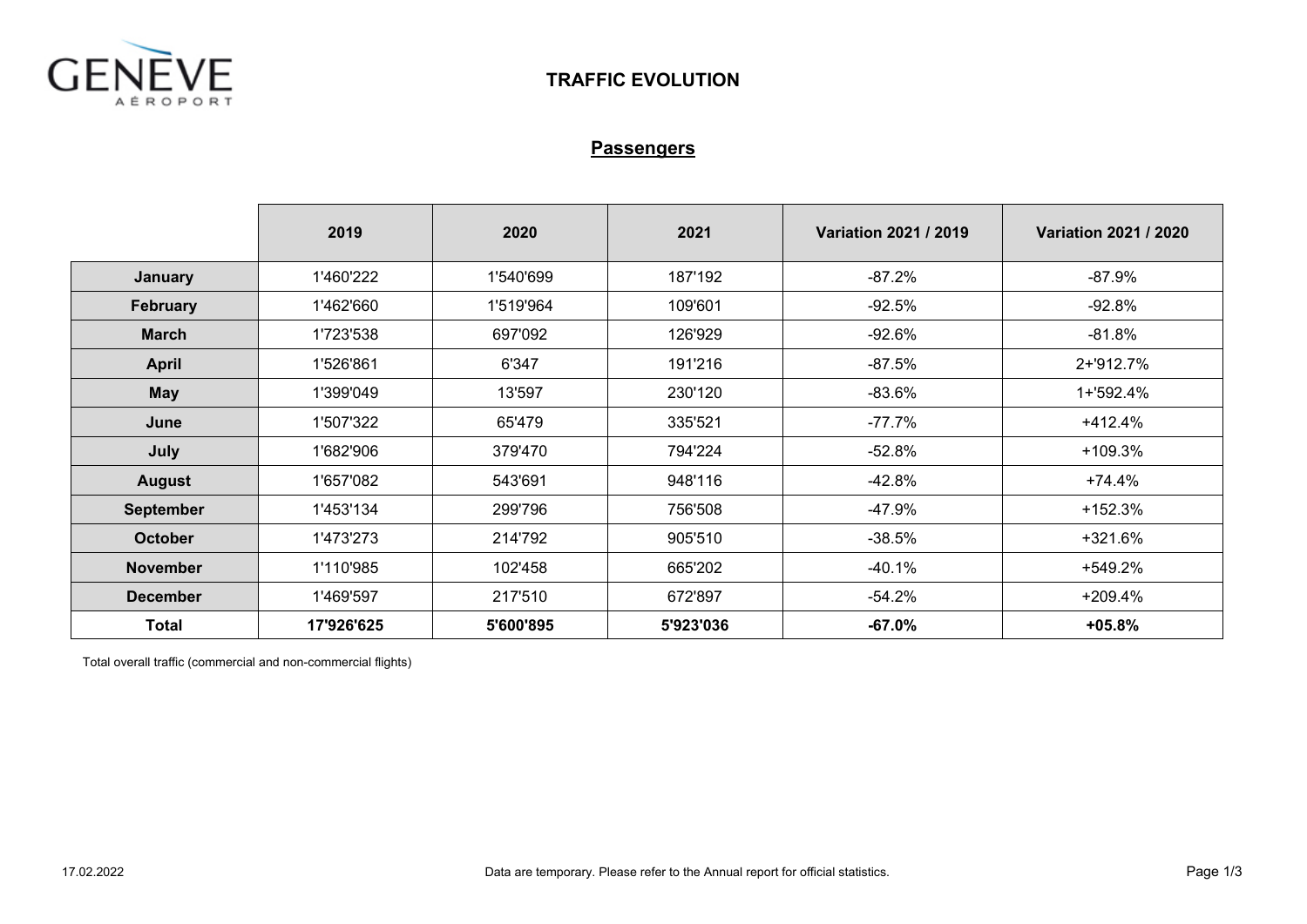GENÈVE AÉROPORT

## TRAFFIC EVOLUTION

### Passengers

| | 2019 | 2020 | 2021 | Variation 2021 / 2019 | Variation 2021 / 2020 |
|---|---|---|---|---|---|
| **January** | 1'460'222 | 1'540'699 | 187'192 | -87.2% | -87.9% |
| **February** | 1'462'660 | 1'519'964 | 109'601 | -92.5% | -92.8% |
| **March** | 1'723'538 | 697'092 | 126'929 | -92.6% | -81.8% |
| **April** | 1'526'861 | 6'347 | 191'216 | -87.5% | 2+'912.7% |
| **May** | 1'399'049 | 13'597 | 230'120 | -83.6% | 1+'592.4% |
| **June** | 1'507'322 | 65'479 | 335'521 | -77.7% | +412.4% |
| **July** | 1'682'906 | 379'470 | 794'224 | -52.8% | +109.3% |
| **August** | 1'657'082 | 543'691 | 948'116 | -42.8% | +74.4% |
| **September** | 1'453'134 | 299'796 | 756'508 | -47.9% | +152.3% |
| **October** | 1'473'273 | 214'792 | 905'510 | -38.5% | +321.6% |
| **November** | 1'110'985 | 102'458 | 665'202 | -40.1% | +549.2% |
| **December** | 1'469'597 | 217'510 | 672'897 | -54.2% | +209.4% |
| **Total** | **17'926'625** | **5'600'895** | **5'923'036** | **-67.0%** | **+05.8%** |

Total overall traffic (commercial and non-commercial flights)

17.02.2022 Data are temporary. Please refer to the Annual report for official statistics.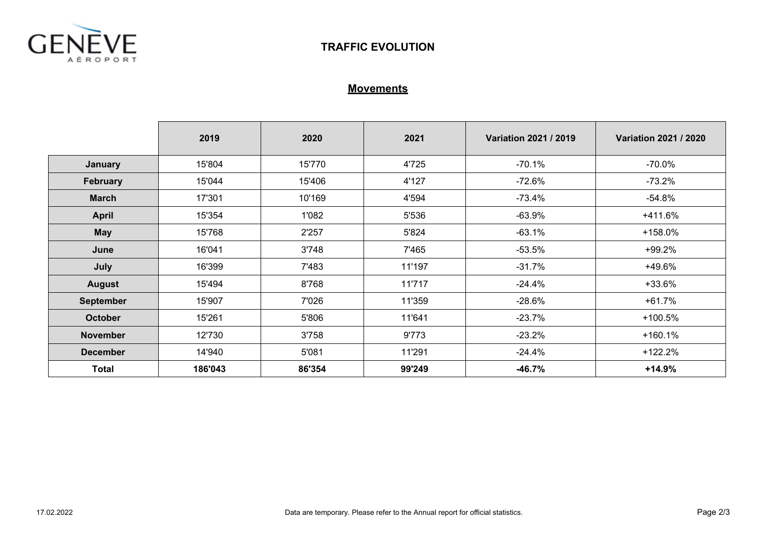# TRAFFIC EVOLUTION

## Movements

| | 2019 | 2020 | 2021 | Variation 2021 / 2019 | Variation 2021 / 2020 |
|---|---|---|---|---|---|
| **January** | 15'804 | 15'770 | 4'725 | -70.1% | -70.0% |
| **February** | 15'044 | 15'406 | 4'127 | -72.6% | -73.2% |
| **March** | 17'301 | 10'169 | 4'594 | -73.4% | -54.8% |
| **April** | 15'354 | 1'082 | 5'536 | -63.9% | +411.6% |
| **May** | 15'768 | 2'257 | 5'824 | -63.1% | +158.0% |
| **June** | 16'041 | 3'748 | 7'465 | -53.5% | +99.2% |
| **July** | 16'399 | 7'483 | 11'197 | -31.7% | +49.6% |
| **August** | 15'494 | 8'768 | 11'717 | -24.4% | +33.6% |
| **September** | 15'907 | 7'026 | 11'359 | -28.6% | +61.7% |
| **October** | 15'261 | 5'806 | 11'641 | -23.7% | +100.5% |
| **November** | 12'730 | 3'758 | 9'773 | -23.2% | +160.1% |
| **December** | 14'940 | 5'081 | 11'291 | -24.4% | +122.2% |
| **Total** | **186'043** | **86'354** | **99'249** | **-46.7%** | **+14.9%** |

17.02.2022

Data are temporary. Please refer to the Annual report for official statistics.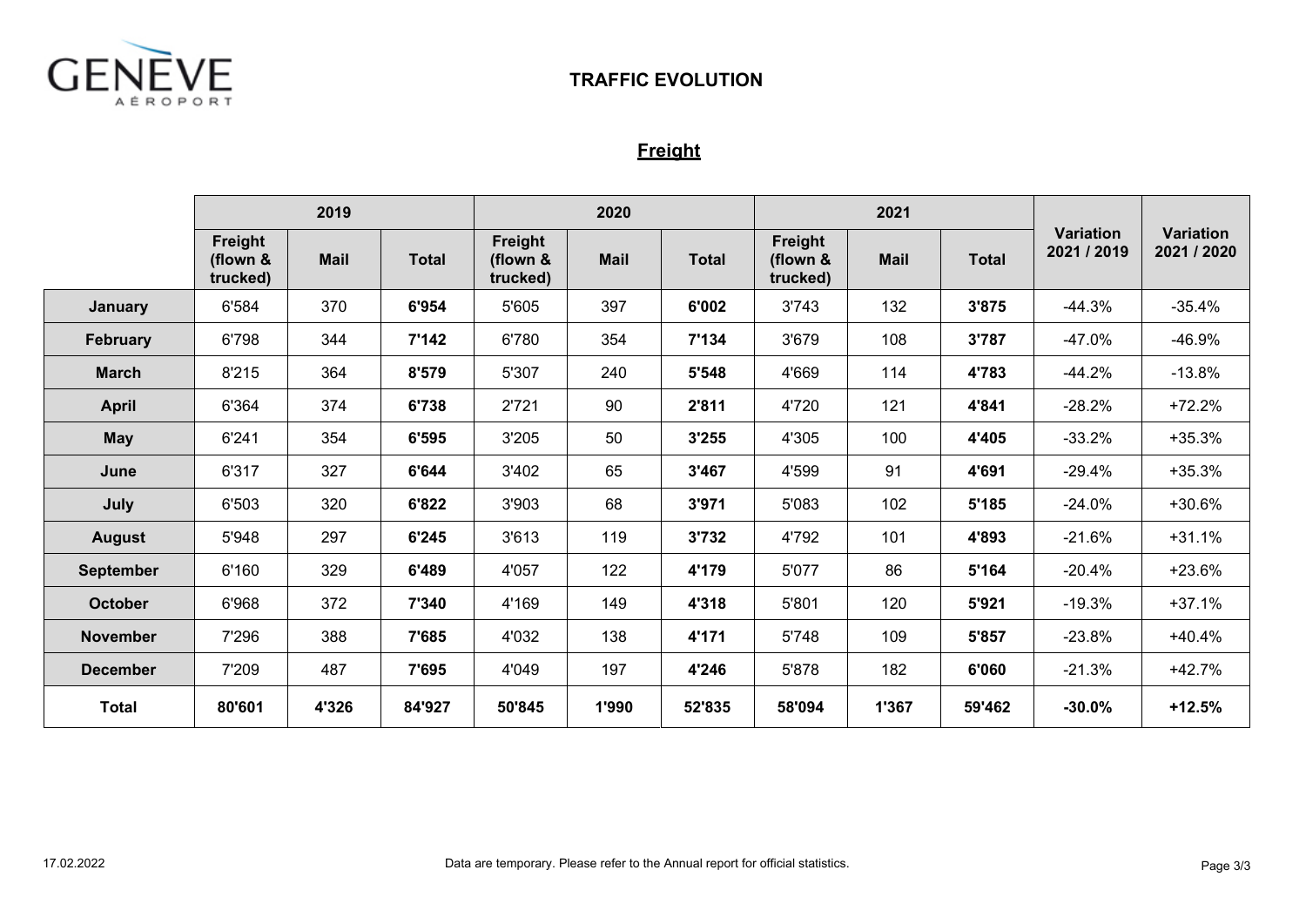GENÈVE AÉROPORT

# TRAFFIC EVOLUTION

## Freight

| | 2019 | | | 2020 | | | 2021 | | | Variation 2021 / 2019 | Variation 2021 / 2020 |
|---|---|---|---|---|---|---|---|---|---|---|---|
| | Freight (flown & trucked) | Mail | Total | Freight (flown & trucked) | Mail | Total | Freight (flown & trucked) | Mail | Total | | |
| **January** | 6'584 | 370 | **6'954** | 5'605 | 397 | **6'002** | 3'743 | 132 | **3'875** | -44.3% | -35.4% |
| **February** | 6'798 | 344 | **7'142** | 6'780 | 354 | **7'134** | 3'679 | 108 | **3'787** | -47.0% | -46.9% |
| **March** | 8'215 | 364 | **8'579** | 5'307 | 240 | **5'548** | 4'669 | 114 | **4'783** | -44.2% | -13.8% |
| **April** | 6'364 | 374 | **6'738** | 2'721 | 90 | **2'811** | 4'720 | 121 | **4'841** | -28.2% | +72.2% |
| **May** | 6'241 | 354 | **6'595** | 3'205 | 50 | **3'255** | 4'305 | 100 | **4'405** | -33.2% | +35.3% |
| **June** | 6'317 | 327 | **6'644** | 3'402 | 65 | **3'467** | 4'599 | 91 | **4'691** | -29.4% | +35.3% |
| **July** | 6'503 | 320 | **6'822** | 3'903 | 68 | **3'971** | 5'083 | 102 | **5'185** | -24.0% | +30.6% |
| **August** | 5'948 | 297 | **6'245** | 3'613 | 119 | **3'732** | 4'792 | 101 | **4'893** | -21.6% | +31.1% |
| **September** | 6'160 | 329 | **6'489** | 4'057 | 122 | **4'179** | 5'077 | 86 | **5'164** | -20.4% | +23.6% |
| **October** | 6'968 | 372 | **7'340** | 4'169 | 149 | **4'318** | 5'801 | 120 | **5'921** | -19.3% | +37.1% |
| **November** | 7'296 | 388 | **7'685** | 4'032 | 138 | **4'171** | 5'748 | 109 | **5'857** | -23.8% | +40.4% |
| **December** | 7'209 | 487 | **7'695** | 4'049 | 197 | **4'246** | 5'878 | 182 | **6'060** | -21.3% | +42.7% |
| **Total** | **80'601** | **4'326** | **84'927** | **50'845** | **1'990** | **52'835** | **58'094** | **1'367** | **59'462** | **-30.0%** | **+12.5%** |

17.02.2022

Data are temporary. Please refer to the Annual report for official statistics.